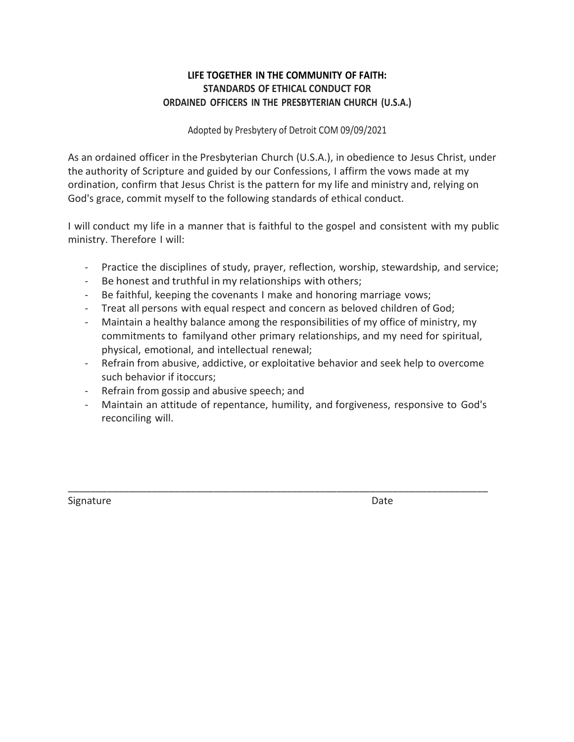**LIFE TOGETHER IN THE COMMUNITY OF FAITH:**
**STANDARDS OF ETHICAL CONDUCT FOR**
**ORDAINED OFFICERS IN THE PRESBYTERIAN CHURCH (U.S.A.)**

Adopted by Presbytery of Detroit COM 09/09/2021

As an ordained officer in the Presbyterian Church (U.S.A.), in obedience to Jesus Christ, under the authority of Scripture and guided by our Confessions, I affirm the vows made at my ordination, confirm that Jesus Christ is the pattern for my life and ministry and, relying on God's grace, commit myself to the following standards of ethical conduct.

I will conduct my life in a manner that is faithful to the gospel and consistent with my public ministry. Therefore I will:

- Practice the disciplines of study, prayer, reflection, worship, stewardship, and service;
- Be honest and truthful in my relationships with others;
- Be faithful, keeping the covenants I make and honoring marriage vows;
- Treat all persons with equal respect and concern as beloved children of God;
- Maintain a healthy balance among the responsibilities of my office of ministry, my commitments to familyand other primary relationships, and my need for spiritual, physical, emotional, and intellectual renewal;
- Refrain from abusive, addictive, or exploitative behavior and seek help to overcome such behavior if itoccurs;
- Refrain from gossip and abusive speech; and
- Maintain an attitude of repentance, humility, and forgiveness, responsive to God's reconciling will.

\_\_\_\_\_\_\_\_\_\_\_\_\_\_\_\_\_\_\_\_\_\_\_\_\_\_\_\_\_\_\_\_\_\_\_\_\_\_\_\_\_\_\_\_\_\_\_\_\_\_\_\_\_\_\_\_\_\_\_\_\_\_\_\_\_\_\_\_\_\_

Signature                                                                                                   Date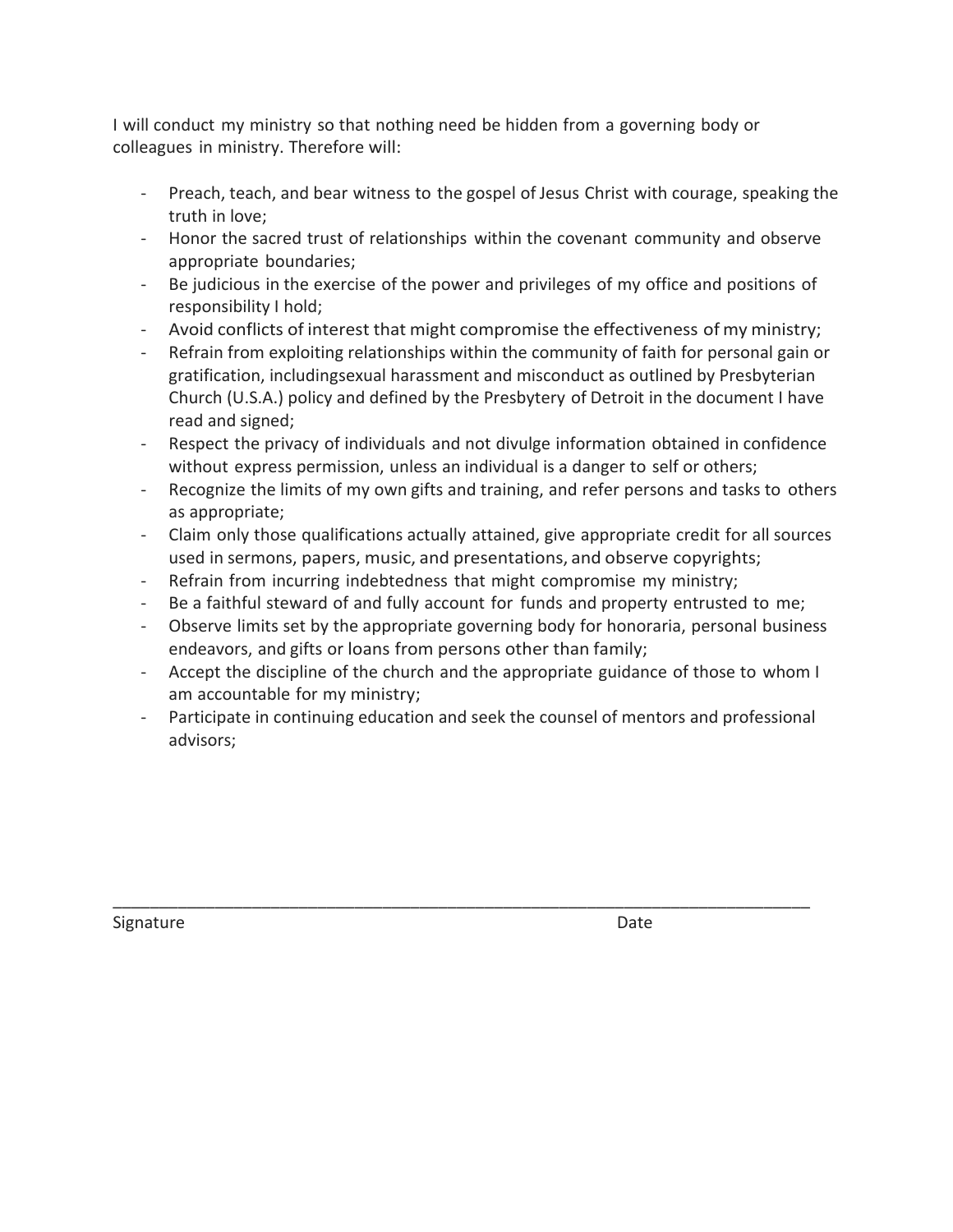I will conduct my ministry so that nothing need be hidden from a governing body or colleagues in ministry. Therefore will:

- Preach, teach, and bear witness to the gospel of Jesus Christ with courage, speaking the truth in love;
- Honor the sacred trust of relationships within the covenant community and observe appropriate boundaries;
- Be judicious in the exercise of the power and privileges of my office and positions of responsibility I hold;
- Avoid conflicts of interest that might compromise the effectiveness of my ministry;
- Refrain from exploiting relationships within the community of faith for personal gain or gratification, includingsexual harassment and misconduct as outlined by Presbyterian Church (U.S.A.) policy and defined by the Presbytery of Detroit in the document I have read and signed;
- Respect the privacy of individuals and not divulge information obtained in confidence without express permission, unless an individual is a danger to self or others;
- Recognize the limits of my own gifts and training, and refer persons and tasks to others as appropriate;
- Claim only those qualifications actually attained, give appropriate credit for all sources used in sermons, papers, music, and presentations, and observe copyrights;
- Refrain from incurring indebtedness that might compromise my ministry;
- Be a faithful steward of and fully account for funds and property entrusted to me;
- Observe limits set by the appropriate governing body for honoraria, personal business endeavors, and gifts or loans from persons other than family;
- Accept the discipline of the church and the appropriate guidance of those to whom I am accountable for my ministry;
- Participate in continuing education and seek the counsel of mentors and professional advisors;

\_\_\_\_\_\_\_\_\_\_\_\_\_\_\_\_\_\_\_\_\_\_\_\_\_\_\_\_\_\_\_\_\_\_\_\_\_\_\_\_\_\_\_\_\_\_\_\_\_\_\_\_\_\_\_\_\_\_\_\_\_\_\_\_\_\_\_\_\_\_

Signature Date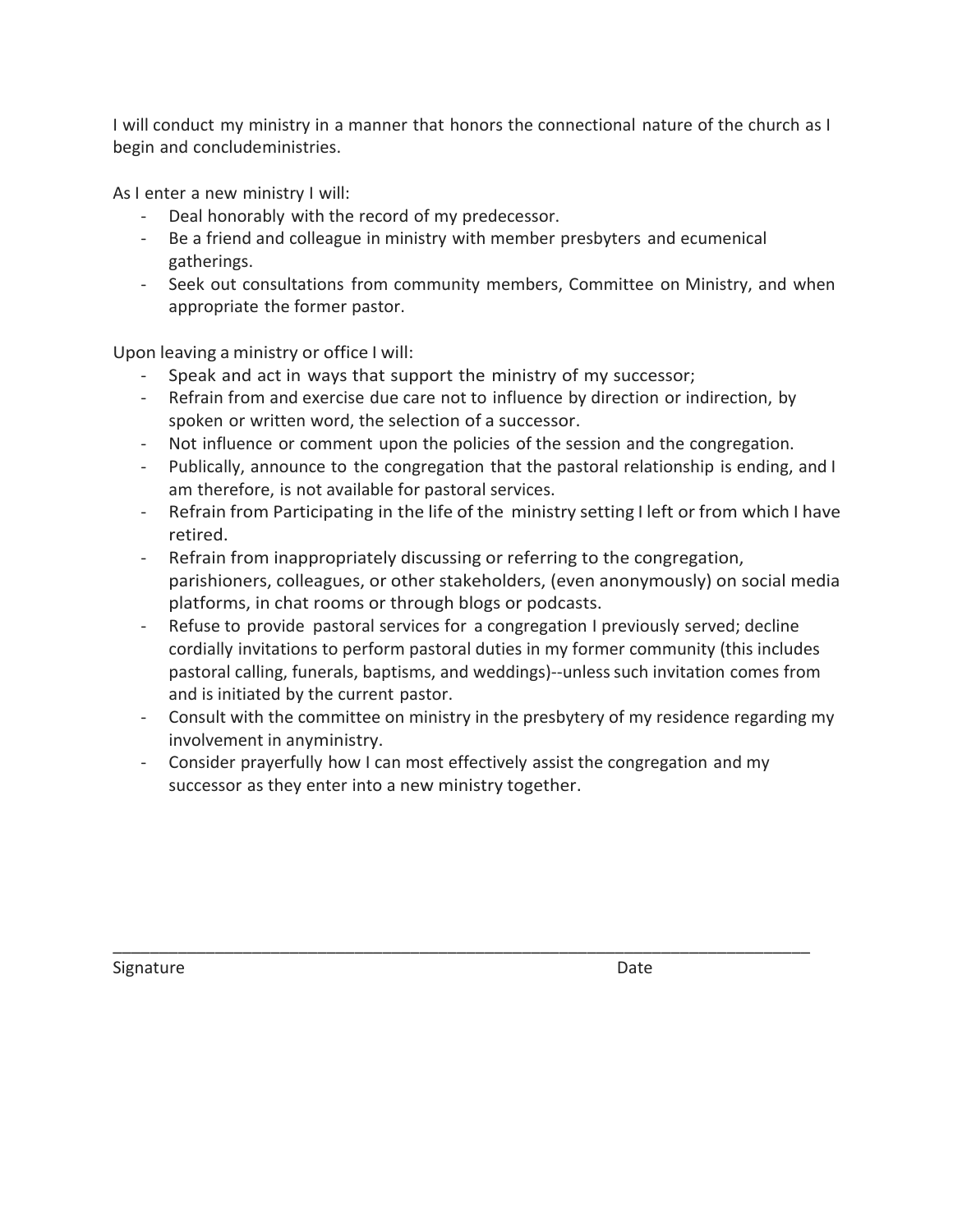I will conduct my ministry in a manner that honors the connectional nature of the church as I begin and concludeministries.

As I enter a new ministry I will:

- Deal honorably with the record of my predecessor.
- Be a friend and colleague in ministry with member presbyters and ecumenical gatherings.
- Seek out consultations from community members, Committee on Ministry, and when appropriate the former pastor.

Upon leaving a ministry or office I will:

- Speak and act in ways that support the ministry of my successor;
- Refrain from and exercise due care not to influence by direction or indirection, by spoken or written word, the selection of a successor.
- Not influence or comment upon the policies of the session and the congregation.
- Publically, announce to the congregation that the pastoral relationship is ending, and I am therefore, is not available for pastoral services.
- Refrain from Participating in the life of the ministry setting I left or from which I have retired.
- Refrain from inappropriately discussing or referring to the congregation, parishioners, colleagues, or other stakeholders, (even anonymously) on social media platforms, in chat rooms or through blogs or podcasts.
- Refuse to provide pastoral services for a congregation I previously served; decline cordially invitations to perform pastoral duties in my former community (this includes pastoral calling, funerals, baptisms, and weddings)--unless such invitation comes from and is initiated by the current pastor.
- Consult with the committee on ministry in the presbytery of my residence regarding my involvement in anyministry.
- Consider prayerfully how I can most effectively assist the congregation and my successor as they enter into a new ministry together.

\_\_\_\_\_\_\_\_\_\_\_\_\_\_\_\_\_\_\_\_\_\_\_\_\_\_\_\_\_\_\_\_\_\_\_\_\_\_\_\_\_\_\_\_\_\_\_\_\_\_\_\_\_\_\_\_\_\_\_\_\_\_\_\_\_\_\_\_\_\_\_\_

Signature Date